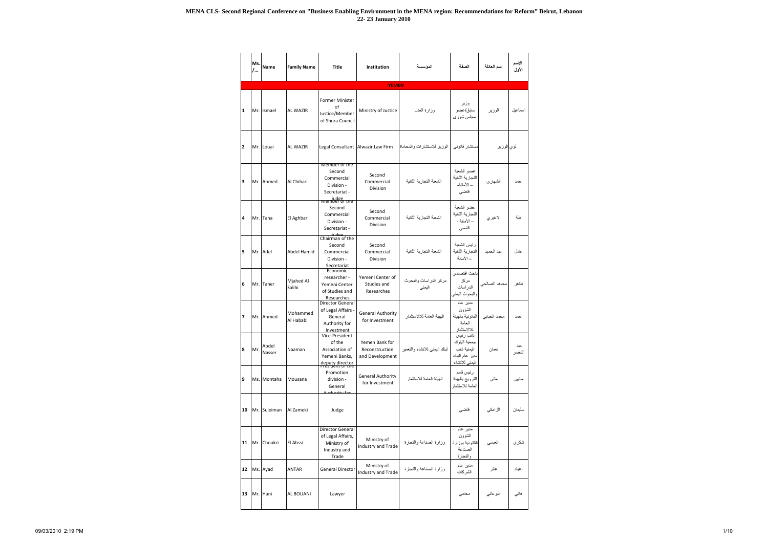**MENA CLS- Second Regional Conference on "Business Enabling Environment in the MENA region: Recommendations for Reform" Beirut, Lebanon**
**22- 23 January 2010**

| | Ms./... | Name | Family Name | Title | Institution | المؤسسة | الصفة | إسم العائلة | الإسم الأول |
|---|---|---|---|---|---|---|---|---|---|
| **YEMEN** | | | | | | | | | |
| 1 | Mr. | Ismael | AL WAZIR | Former Minister of Justice/Member of Shura Council | Ministry of Justice | وزارة العدل | وزير سابق/عضو مجلس شورى | الوزير | اسماعيل |
| 2 | Mr. | Louai | AL WAZIR | Legal Consultant | Alwazir Law Firm | الوزير للاستشارات والمحاماة | مستشار قانوني | الوزير | لوي |
| 3 | Mr. | Ahmed | Al Chihari | Member of the Second Commercial Division - Secretariat - judge | Second Commercial Division | الشعبة التجارية الثانية | عضو الشعبة التجارية الثانية – الأمانة- قاضي | الشهاري | احمد |
| 4 | Mr. | Taha | El Aghbari | Member of the Second Commercial Division - Secretariat - judge | Second Commercial Division | الشعبة التجارية الثانية | عضو الشعبة التجارية الثانية – الأمانة - قاضي | الاغبري | طة |
| 5 | Mr. | Adel | Abdel Hamid | Chairman of the Second Commercial Division - Secretariat | Second Commercial Division | الشعبة التجارية الثانية | رئيس الشعبة التجارية الثانية – الأمانة | عبد الحميد | عادل |
| 6 | Mr. | Taher | Mjahed Al Salihi | Economic researcher - Yemeni Center of Studies and Researches | Yemeni Center of Studies and Researches | مركز الدراسات والبحوث اليمني | باحث اقتصادي مركز الدراسات والبحوث اليمني | مجاهد الصالحي | طاهر |
| 7 | Mr. | Ahmed | Mohammed Al Hababi | Director General of Legal Affairs - General Authority for Investment | General Authority for Investment | الهيئة العامة للاستثمار | مدير عام الشؤون القانونية بالهيئة العامة للاستثمار | محمد الحبابي | احمد |
| 8 | Mr. | Abdel Nasser | Naaman | Vice-President of the Association of Yemeni Banks, deputy director | Yemen Bank for Reconstruction and Development | لبنك اليمني للانشاء والتعمير | نائب رئيس جمعية البنوك اليمنية نائب مدير عام البنك اليمني للانشاء | نعمان | عبد الناصر |
| 9 | Ms. | Montaha | Mousana | President of the Promotion division - General Authority for | General Authority for Investment | الهيئة العامة للاستثمار | رئيس قسم الترويج بالهيئة العامة للاستثمار | مثنى | منتهى |
| 10 | Mr. | Suleiman | Al Zameki | Judge | | | قاضي | الزامكي | سليمان |
| 11 | Mr. | Choukri | El Abssi | Director General of Legal Affairs, Ministry of Industry and Trade | Ministry of Industry and Trade | وزارة الصناعة والتجارة | مدير عام الشؤون القانونية بوزارة الصناعة والتجارة | العبسي | شكري |
| 12 | Ms. | Ayad | ANTAR | General Director | Ministry of Industry and Trade | وزارة الصناعة والتجارة | مدير عام الشركات | عنتر | اعياد |
| 13 | Mr. | Hani | AL BOUANI | Lawyer | | | محامي | البوعاني | هاني |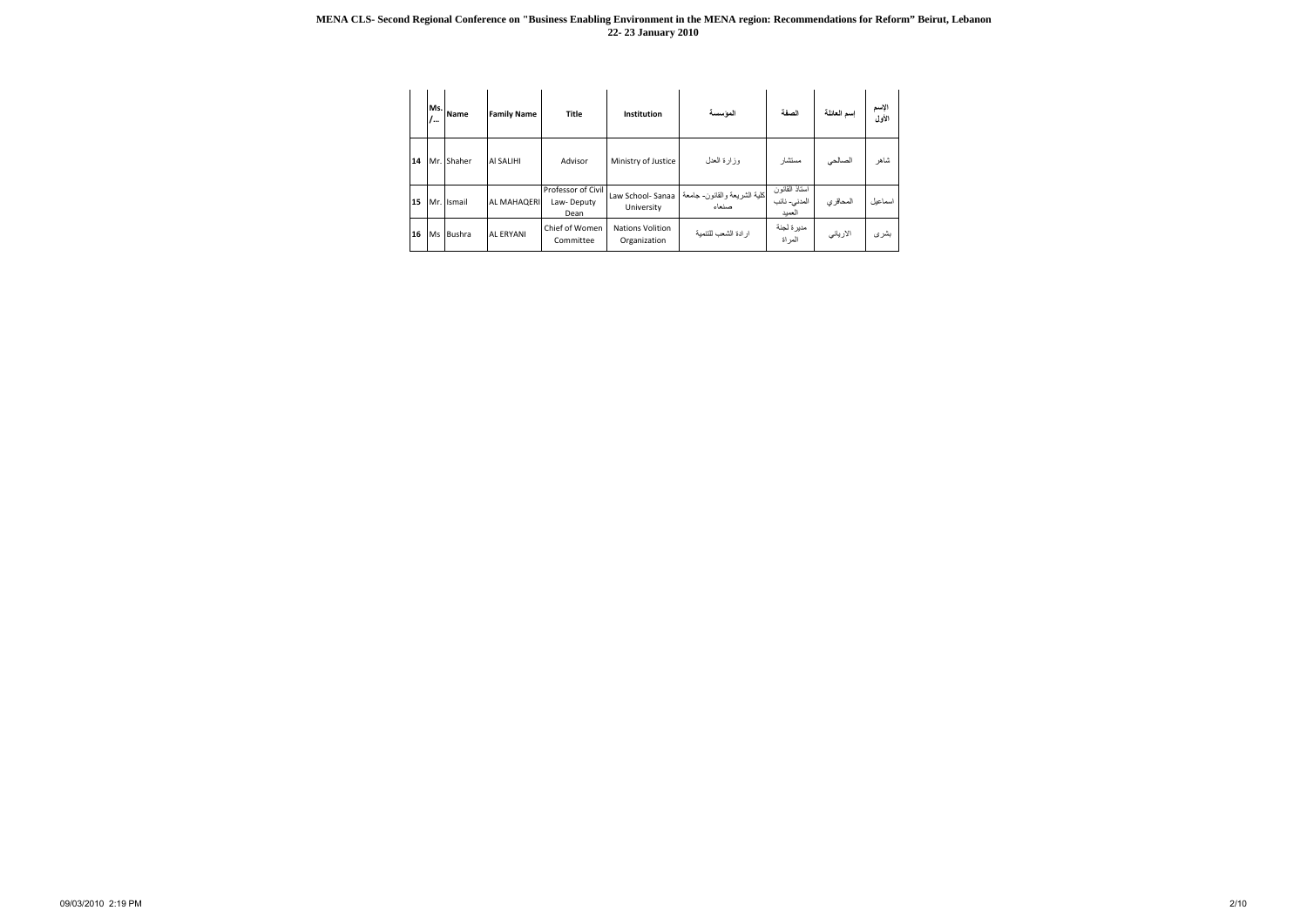**MENA CLS- Second Regional Conference on "Business Enabling Environment in the MENA region: Recommendations for Reform" Beirut, Lebanon**
**22- 23 January 2010**

| | Ms./... | Name | Family Name | Title | Institution | المؤسسة | الصفة | إسم العائلة | الإسم الأول |
|---|---|---|---|---|---|---|---|---|---|
| 14 | Mr. | Shaher | Al SALIHI | Advisor | Ministry of Justice | وزارة العدل | مستشار | الصالحي | شاهر |
| 15 | Mr. | Ismail | AL MAHAQERI | Professor of Civil Law- Deputy Dean | Law School- Sanaa University | كلية الشريعة والقانون- جامعة صنعاء | استاذ القانون المدني- نائب العميد | المحاقري | اسماعيل |
| 16 | Ms | Bushra | AL ERYANI | Chief of Women Committee | Nations Volition Organization | ارادة الشعب للتنمية | مديرة لجنة المراة | الارياني | بشرى |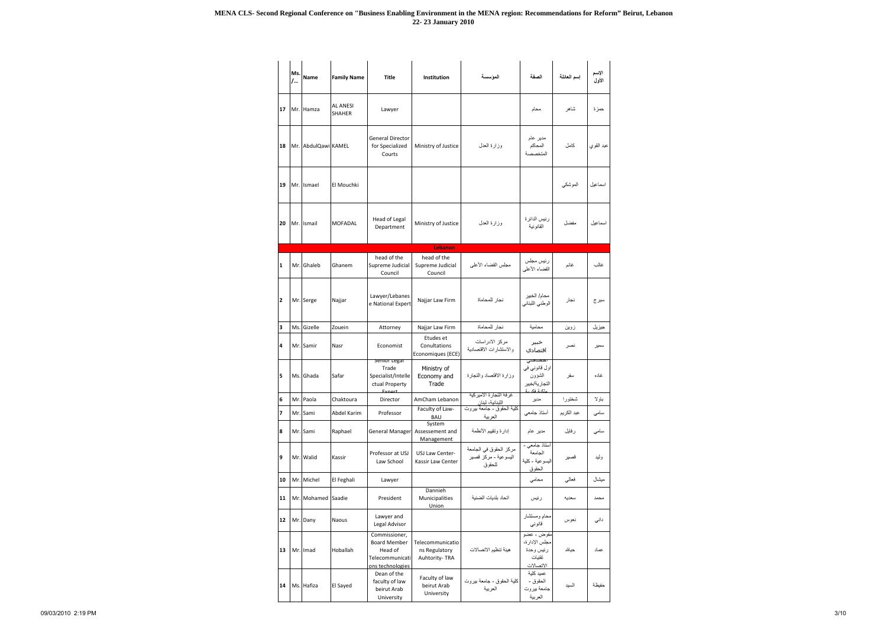**MENA CLS- Second Regional Conference on "Business Enabling Environment in the MENA region: Recommendations for Reform" Beirut, Lebanon**
**22- 23 January 2010**

| | Ms./... | Name | Family Name | Title | Institution | المؤسسة | الصفة | إسم العائلة | الإسم الأول |
|---|---|---|---|---|---|---|---|---|---|
| 17 | Mr. | Hamza | AL ANESI SHAHER | Lawyer | | | محام | شاهر | حمزة |
| 18 | Mr. | AbdulQawi | KAMEL | General Director for Specialized Courts | Ministry of Justice | وزارة العدل | مدير عام المحاكم المتخصصة | كامل | عبد القوي |
| 19 | Mr. | Ismael | El Mouchki | | | | | الموشكي | اسماعيل |
| 20 | Mr. | Ismail | MOFADAL | Head of Legal Department | Ministry of Justice | وزارة العدل | رئيس الدائرة القانونية | مفضل | اسماعيل |
| | | | | | **Lebanon** | | | | |
| 1 | Mr. | Ghaleb | Ghanem | head of the Supreme Judicial Council | head of the Supreme Judicial Council | مجلس القضاء الأعلى | رئيس مجلس القضاء الأعلى | غانم | غالب |
| 2 | Mr. | Serge | Najjar | Lawyer/Lebanese National Expert | Najjar Law Firm | نجار للمحاماة | محام/ الخبير الوطني اللبناني | نجار | سيرج |
| 3 | Ms. | Gizelle | Zouein | Attorney | Najjar Law Firm | نجار للمحاماة | محامية | زوين | جيزيل |
| 4 | Mr. | Samir | Nasr | Economist | Etudes et Conultations Economiques (ECE) | مركز الادراسات والاستشارات الاقتصادية | خبير اقتصادي | نصر | سمير |
| 5 | Ms. | Ghada | Safar | Senior Legal Trade Specialist/Intellectual Property Expert | Ministry of Economy and Trade | وزارة الاقتصاد والتجارة | اختصاصي اول قانوني في الشؤون التجارية/خبير ملكية فكرية | سفر | غاده |
| 6 | Mr. | Paola | Chaktoura | Director | AmCham Lebanon | غرفة التجارة الاميركية اللبنانية، لبنان | مدير | شختورا | باولا |
| 7 | Mr. | Sami | Abdel Karim | Professor | Faculty of Law- BAU | كلية الحقوق - جامعة بيروت العربية | أستاذ جامعي | عبد الكريم | سامي |
| 8 | Mr. | Sami | Raphael | General Manager | System Assessement and Management | إدارة وتقييم الأنظمة | مدير عام | رفايل | سامي |
| 9 | Mr. | Walid | Kassir | Professor at USJ Law School | USJ Law Center- Kassir Law Center | مركز الحقوق في الجامعة اليسوعية - مركز قصير للحقوق | استاذ جامعي - الجامعة اليسوعية - كلية الحقوق | قصير | وليد |
| 10 | Mr. | Michel | El Feghali | Lawyer | | | محامي | فغالي | ميشال |
| 11 | Mr. | Mohamed | Saadie | President | Dannieh Municipalities Union | اتحاد بلديات الضنية | رئيس | سعديه | محمد |
| 12 | Mr. | Dany | Naous | Lawyer and Legal Advisor | | | محام ومستشار قانوني | نعوس | داني |
| 13 | Mr. | Imad | Hoballah | Commissioner, Board Member Head of Telecommunications technologies | Telecommunications Regulatory Auhtority- TRA | هيئة تنظيم الاتصالات | مفوض ، عضو مجلس الادارة، رئيس وحدة تقنيات الاتصالات | حب الله | عماد |
| 14 | Ms. | Hafiza | El Sayed | Dean of the faculty of law beirut Arab University | Faculty of law beirut Arab University | كلية الحقوق - جامعة بيروت العربية | عميد كلية الحقوق - جامعة بيروت العربية | السيد | حفيظة |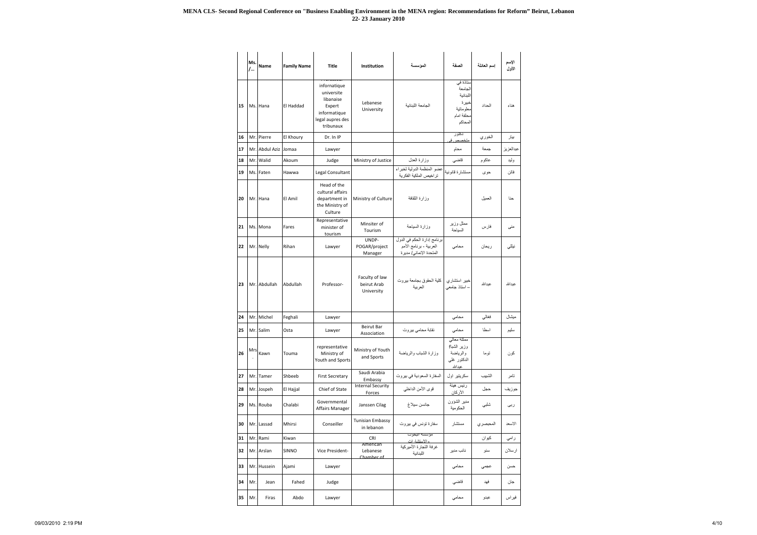| | Ms. /... | Name | Family Name | Title | Institution | المؤسسة | الصفة | إسم العائلة | الإسم الأول |
|---|---|---|---|---|---|---|---|---|---|
| 15 | Ms. | Hana | El Haddad | Professeur infornatique universite libanaise Expert informatique legal aupres des tribunaux | Lebanese University | الجامعة اللبنانية | أستاذة في الجامعة اللبنانية خبيرة معلوماتية محلفة امام المحاكم | الحداد | هناء |
| 16 | Mr. | Pierre | El Khoury | Dr. In IP | | | دكتور متخصص في | الخوري | بيار |
| 17 | Mr. | Abdul Aziz | Jomaa | Lawyer | | | محام | جمعة | عبدالعزيز |
| 18 | Mr. | Walid | Akoum | Judge | Ministry of Justice | وزارة العدل | قاضي | عاكوم | وليد |
| 19 | Ms. | Faten | Hawwa | Legal Consultant | | عضو المنظمة الدولية لخبراء تراخيص الملكية الفكرية | مستشارة قانونية | حوى | فاتن |
| 20 | Mr. | Hana | El Amil | Head of the cultural affairs department in the Ministry of Culture | Ministry of Culture | وزارة الثقافة | | العميل | حنا |
| 21 | Ms. | Mona | Fares | Representative minister of tourism | Minsiter of Tourism | وزارة السياحة | ممثل وزير السياحة | فارس | منى |
| 22 | Mr. | Nelly | Rihan | Lawyer | UNDP-POGAR/project Manager | برنامج إدارة الحكم في الدول العربية - برنامج الأمم المتحدة الإنمائي/ مديرة | محامي | ريحان | نيللي |
| 23 | Mr. | Abdullah | Abdullah | Professor- | Faculty of law beirut Arab University | كلية الحقوق بجامعة بيروت العربية | خبير استشاري – استاذ جامعي | عبدالله | عبدالله |
| 24 | Mr. | Michel | Feghali | Lawyer | | | محامي | فغالي | ميشال |
| 25 | Mr. | Salim | Osta | Lawyer | Beirut Bar Association | نقابة محامي بيروت | محامي | اسطا | سليم |
| 26 | Mrs. | Kawn | Touma | representative Ministry of Youth and Sports | Ministry of Youth and Sports | وزارة الشباب والرياضة | ممثلة معالي وزير الشباب والرياضة الدكتور علي عبدالله | توما | كون |
| 27 | Mr. | Tamer | Shbeeb | First Secretary | Saudi Arabia Embassy | السفارة السعودية في بيروت | سكريتير اول | الشبيب | تامر |
| 28 | Mr. | Jospeh | El Hajjal | Chief of State | Internal Security Forces | قوى الأمن الداخلي | رئيس هيئة الأركان | حجل | جوزيف |
| 29 | Ms. | Rouba | Chalabi | Governmental Affairs Manager | Janssen Cilag | جانسن سيلاغ | مدير الشؤون الحكومية | شلبي | ربى |
| 30 | Mr. | Lassad | Mhirsi | Conseiller | Tunisian Embassy in lebanon | سفارة تونس في بيروت | مستشار | المحيصري | الاسعد |
| 31 | Mr. | Rami | Kiwan | | CRI | مؤسسة البحوث والاستشارات | | كيوان | رامي |
| 32 | Mr. | Arslan | SINNO | Vice President- | American Lebanese Chamber of | غرفة التجارة الاميركية اللبنانية | نائب مدير | سنو | ارسلان |
| 33 | Mr. | Hussein | Ajami | Lawyer | | | محامي | عجمي | حسن |
| 34 | Mr. | Jean | Fahed | Judge | | | قاضي | فهد | جان |
| 35 | Mr. | Firas | Abdo | Lawyer | | | محامي | عبدو | فيراس |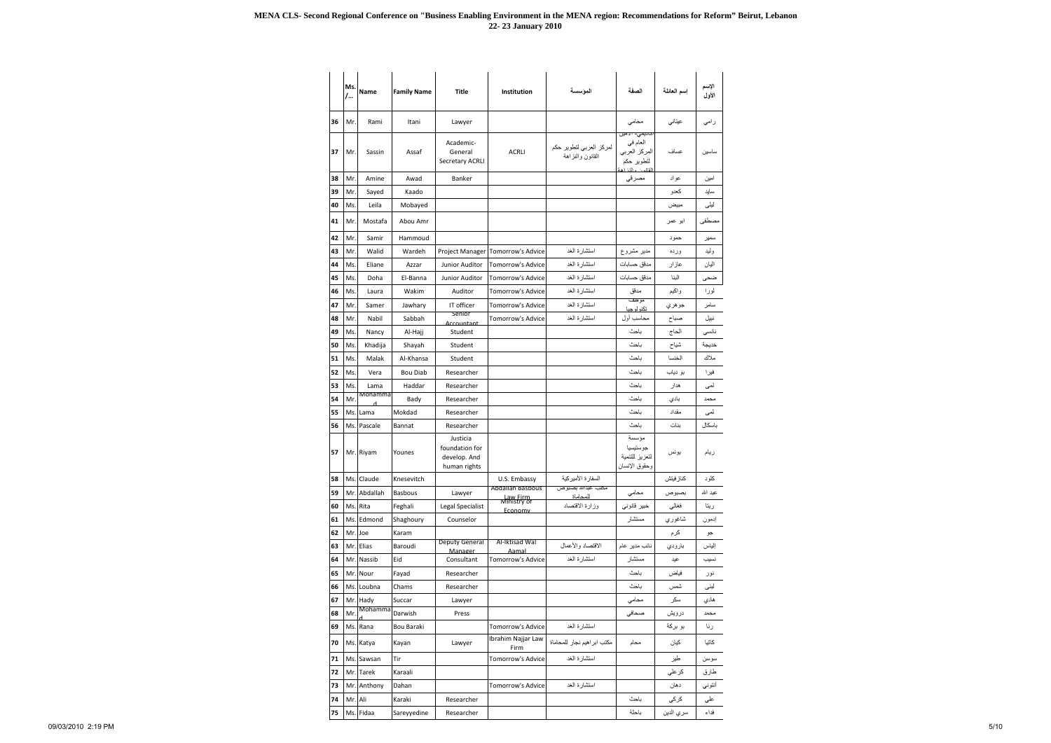**MENA CLS- Second Regional Conference on "Business Enabling Environment in the MENA region: Recommendations for Reform" Beirut, Lebanon**
**22- 23 January 2010**

| | Ms./... | Name | Family Name | Title | Institution | المؤسسة | الصفة | إسم العائلة | الإسم الأول |
|---|---|---|---|---|---|---|---|---|---|
| 36 | Mr. | Rami | Itani | Lawyer | | | محامي | عيتاني | رامي |
| 37 | Mr. | Sassin | Assaf | Academic- General Secretary ACRLI | ACRLI | لمركز العربي لتطوير حكم القانون والنزاهة | أكاديمي- الأمين العام في المركز العربي لتطوير حكم القانون والنزاهة | عساف | ساسين |
| 38 | Mr. | Amine | Awad | Banker | | | مصرفي | عواد | امين |
| 39 | Mr. | Sayed | Kaado | | | | | كعدو | سايد |
| 40 | Ms. | Leila | Mobayed | | | | | مبيض | ليلى |
| 41 | Mr. | Mostafa | Abou Amr | | | | | ابو عمر | مصطفى |
| 42 | Mr. | Samir | Hammoud | | | | | حمود | سمير |
| 43 | Mr. | Walid | Wardeh | Project Manager | Tomorrow's Advice | استشارة الغد | مدير مشروع | ورده | وليد |
| 44 | Ms. | Eliane | Azzar | Junior Auditor | Tomorrow's Advice | استشارة الغد | مدقق حسابات | عازار | اليان |
| 45 | Ms. | Doha | El-Banna | Junior Auditor | Tomorrow's Advice | استشارة الغد | مدقق حسابات | البنا | ضحى |
| 46 | Ms. | Laura | Wakim | Auditor | Tomorrow's Advice | استشارة الغد | مدقق | واكيم | لورا |
| 47 | Mr. | Samer | Jawhary | IT officer | Tomorrow's Advice | استشارة الغد | موظف تكنولوجيا | جوهري | سامر |
| 48 | Mr. | Nabil | Sabbah | Senior Accountant | Tomorrow's Advice | استشارة الغد | محاسب أول | صباح | نبيل |
| 49 | Ms. | Nancy | Al-Hajj | Student | | | باحث | الحاج | نانسي |
| 50 | Ms. | Khadija | Shayah | Student | | | باحث | شياح | خديجة |
| 51 | Ms. | Malak | Al-Khansa | Student | | | باحث | الخنسا | ملاك |
| 52 | Ms. | Vera | Bou Diab | Researcher | | | باحث | بو دياب | فيرا |
| 53 | Ms. | Lama | Haddar | Researcher | | | باحث | هدار | لمى |
| 54 | Mr. | Mohammad | Bady | Researcher | | | باحث | بادي | محمد |
| 55 | Ms. | Lama | Mokdad | Researcher | | | باحث | مقداد | لمى |
| 56 | Ms. | Pascale | Bannat | Researcher | | | باحث | بنات | باسكال |
| 57 | Mr. | Riyam | Younes | Justicia foundation for develop. And human rights | | | مؤسسة جوستيسيا لتعزيز التنمية وحقوق الإنسان | يونس | ريام |
| 58 | Ms. | Claude | Knesevitch | | U.S. Embassy | السفارة الأميركية | | كنازفيتش | كلود |
| 59 | Mr. | Abdallah | Basbous | Lawyer | Abdallah Basbous Law Firm | مكتب عبدالله بصبوص للمحاماة | محامي | بصبوص | عبد الله |
| 60 | Ms. | Rita | Feghali | Legal Specialist | Ministry of Economy | وزارة الاقتصاد | خبير قانوني | فغالي | ريتا |
| 61 | Ms. | Edmond | Shaghoury | Counselor | | | مستشار | شاغوري | ادمون |
| 62 | Mr. | Joe | Karam | | | | | كرم | جو |
| 63 | Mr. | Elias | Baroudi | Deputy General Manager | Al-Iktisad Wal Aamal | الاقتصاد والأعمال | نائب مدير عام | بارودي | الياس |
| 64 | Mr. | Nassib | Eid | Consultant | Tomorrow's Advice | استشارة الغد | مستشار | عيد | نسيب |
| 65 | Mr. | Nour | Fayad | Researcher | | | باحث | فياض | نور |
| 66 | Ms. | Loubna | Chams | Researcher | | | باحث | شمس | لبنى |
| 67 | Mr. | Hady | Succar | Lawyer | | | محامي | سكر | هادي |
| 68 | Mr. | Mohammad | Darwish | Press | | | صحافي | درويش | محمد |
| 69 | Ms. | Rana | Bou Baraki | | Tomorrow's Advice | استشارة الغد | | بو بركة | رنا |
| 70 | Ms. | Katya | Kayan | Lawyer | Ibrahim Najjar Law Firm | مكتب ابراهيم نجار للمحاماة | محام | كيان | كاتيا |
| 71 | Ms. | Sawsan | Tir | | Tomorrow's Advice | استشارة الغد | | طير | سوسن |
| 72 | Mr. | Tarek | Karaali | | | | | كرعلي | طارق |
| 73 | Mr. | Anthony | Dahan | | Tomorrow's Advice | استشارة الغد | | دهان | انتوني |
| 74 | Mr. | Ali | Karaki | Researcher | | | باحث | كركي | علي |
| 75 | Ms. | Fidaa | Sareyyedine | Researcher | | | باحثة | سري الدين | فداء |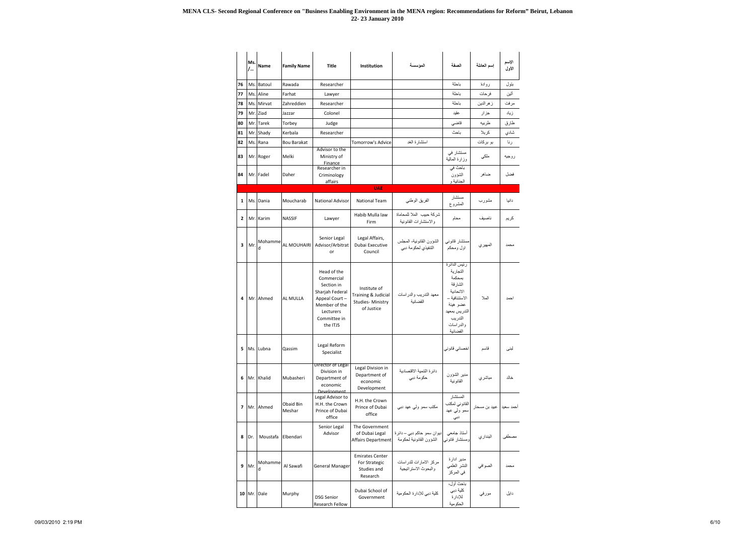# MENA CLS- Second Regional Conference on "Business Enabling Environment in the MENA region: Recommendations for Reform" Beirut, Lebanon 22- 23 January 2010

| | Ms./... | Name | Family Name | Title | Institution | المؤسسة | الصفة | إسم العائلة | الإسم الأول |
|---|---|---|---|---|---|---|---|---|---|
| 76 | Ms. | Batoul | Rawada | Researcher | | | باحثة | روادة | بتول |
| 77 | Ms. | Aline | Farhat | Lawyer | | | باحثة | فرحات | ألين |
| 78 | Ms. | Mirvat | Zahreddien | Researcher | | | باحثة | زهرالدين | مرفت |
| 79 | Mr. | Ziad | Jazzar | Colonel | | | عقيد | جزار | زياد |
| 80 | Mr. | Tarek | Torbey | Judge | | | قاضي | طربيه | طارق |
| 81 | Mr. | Shady | Kerbala | Researcher | | | باحث | كربلا | شادي |
| 82 | Ms. | Rana | Bou Barakat | | Tomorrow's Advice | استشارة الغد | | بو بركات | رنا |
| 83 | Mr. | Roger | Melki | Advisor to the Ministry of Finance | | | مستشار في وزارة المالية | ملكي | روجيه |
| 84 | Mr. | Fadel | Daher | Researcher in Criminology affairs | | | باحث في الشؤون الجنائية و | ضاهر | فضل |
| | | | | | **UAE** | | | | |
| 1 | Ms. | Dania | Moucharab | National Advisor | National Team | الفريق الوطني | مستشار المشروع | مشورب | دانيا |
| 2 | Mr. | Karim | NASSIF | Lawyer | Habib Mulla law Firm | شركة حبيب الملا للمحاماة والاستشارات القانونية | محام | ناصيف | كريم |
| 3 | Mr. | Mohammed | AL MOUHAIRI | Senior Legal Advisor/Arbitrator | Legal Affairs, Dubai Executive Council | الشؤون القانونية، المجلس التنفيذي لحكومة دبي | مستشار قانوني اول ومحكم | المهيري | محمد |
| 4 | Mr. | Ahmed | AL MULLA | Head of the Commercial Section in Sharjah Federal Appeal Court – Member of the Lecturers Committee in the ITJS | Institute of Training & Judicial Studies- Ministry of Justice | معهد التدريب والدراسات القضائية | رئيس الدائرة التجارية بمحكمة الشارقة الاتحادية الاستئنافية – عضو هيئة التدريس بمعهد التدريب والدراسات القضائية | الملا | احمد |
| 5 | Ms. | Lubna | Qassim | Legal Reform Specialist | | | اخصائي قانوني | قاسم | لبنى |
| 6 | Mr. | Khalid | Mubasheri | Director of Legal Division in Department of economic Development | Legal Division in Department of economic Development | دائرة التنمية الاقتصادية حكومة دبي | مدير الشؤون القانونية | مباشري | خالد |
| 7 | Mr. | Ahmed | Obaid Bin Meshar | Legal Advisor to H.H. the Crown Prince of Dubai office | H.H. the Crown Prince of Dubai office | مكتب سمو ولي عهد دبي | المستشار القانوني لمكتب سمو ولي عهد دبي | عبيد بن مسحار | أحمد سعيد |
| 8 | Dr. | Moustafa | Elbendari | Senior Legal Advisor | The Government of Dubai Legal Affairs Department | ديوان سمو حاكم دبي – دائرة الشؤون القانونية لحكومة | أستاذ جامعي ومستشار قانوني | البنداري | مصطفى |
| 9 | Mr. | Mohammed | Al Sawafi | General Manager | Emirates Center For Strategic Studies and Research | مركز الامارات للدراسات والبحوث الاستراتيجية | مدير ادارة النشر العلمي في المركز | الصوافي | محمد |
| 10 | Mr. | Dale | Murphy | DSG Senior Research Fellow | Dubai School of Government | كلية دبي للإدارة الحكومية | باحث أول، كلية دبي للإدارة الحكومية | مورفي | دايل |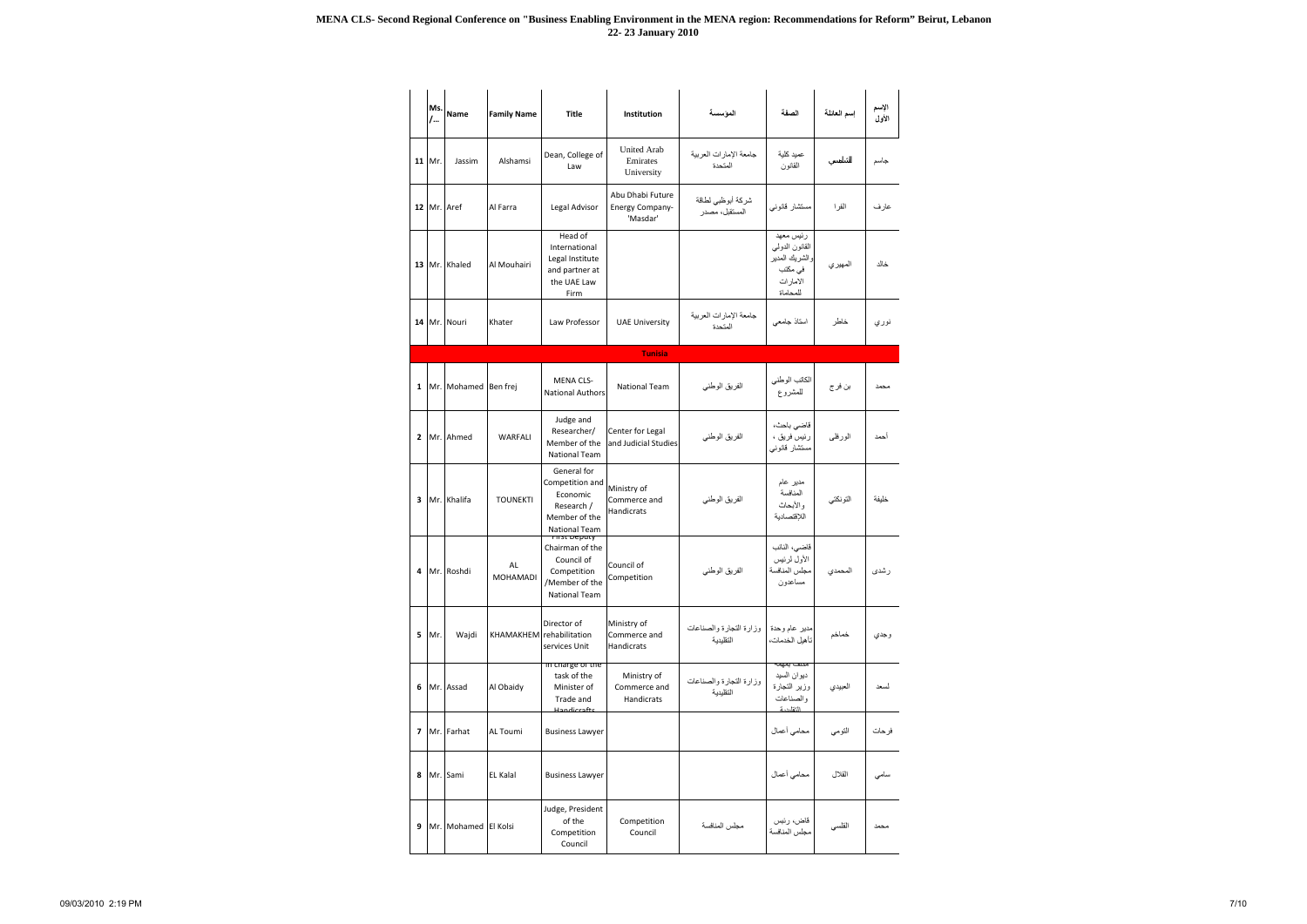**MENA CLS- Second Regional Conference on "Business Enabling Environment in the MENA region: Recommendations for Reform" Beirut, Lebanon 22- 23 January 2010**

| | Ms./... | Name | Family Name | Title | Institution | المؤسسة | الصفة | إسم العائلة | الإسم الأول |
|---|---|---|---|---|---|---|---|---|---|
| 11 | Mr. | Jassim | Alshamsi | Dean, College of Law | United Arab Emirates University | جامعة الإمارات العربية المتحدة | عميد كلية القانون | الشامسي | جاسم |
| 12 | Mr. | Aref | Al Farra | Legal Advisor | Abu Dhabi Future Energy Company- 'Masdar' | شركة أبوظبي لطاقة المستقبل، مصدر | مستشار قانوني | الفرا | عارف |
| 13 | Mr. | Khaled | Al Mouhairi | Head of International Legal Institute and partner at the UAE Law Firm | | | رئيس معهد القانون الدولي والشريك المدير في مكتب الامارات للمحاماة | المهيري | خالد |
| 14 | Mr. | Nouri | Khater | Law Professor | UAE University | جامعة الإمارات العربية المتحدة | استاذ جامعي | خاطر | نوري |
| | | | | | **Tunisia** | | | | |
| 1 | Mr. | Mohamed | Ben frej | MENA CLS- National Authors | National Team | الفريق الوطني | الكاتب الوطني للمشروع | بن فرج | محمد |
| 2 | Mr. | Ahmed | WARFALI | Judge and Researcher/ Member of the National Team | Center for Legal and Judicial Studies | الفريق الوطني | قاضي باحث، رئيس فريق ، مستشار قانوني | الورفلي | أحمد |
| 3 | Mr. | Khalifa | TOUNEKTI | General for Competition and Economic Research / Member of the National Team | Ministry of Commerce and Handicrats | الفريق الوطني | مدير عام المنافسة والأبحاث الاقتصادية | التونكتي | خليفة |
| 4 | Mr. | Roshdi | AL MOHAMADI | First Deputy Chairman of the Council of Competition /Member of the National Team | Council of Competition | الفريق الوطني | قاضي، النائب الأول لرئيس مجلس المنافسة مساعدون | المحمدي | رشدي |
| 5 | Mr. | Wajdi | KHAMAKHEM | Director of rehabilitation services Unit | Ministry of Commerce and Handicrats | وزارة التجارة والصناعات التقليدية | مدير عام وحدة تأهيل الخدمات، | خماخم | وجدي |
| 6 | Mr. | Assad | Al Obaidy | In charge of the task of the Minister of Trade and Handicrafts | Ministry of Commerce and Handicrats | وزارة التجارة والصناعات التقليدية | مكلف بمهمة ديوان السيد وزير التجارة والصناعات التقليدية | العبيدي | لسعد |
| 7 | Mr. | Farhat | AL Toumi | Business Lawyer | | | محامي أعمال | التومي | فرحات |
| 8 | Mr. | Sami | EL Kalal | Business Lawyer | | | محامي أعمال | القلال | سامي |
| 9 | Mr. | Mohamed | El Kolsi | Judge, President of the Competition Council | Competition Council | مجلس المنافسة | قاض، رئيس مجلس المنافسة | القلسي | محمد |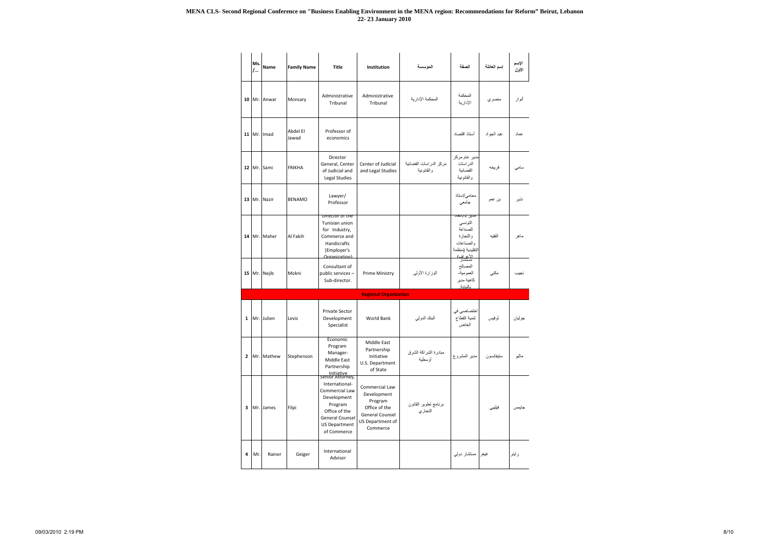| | Ms./... | Name | Family Name | Title | Institution | المؤسسة | الصفة | إسم العائلة | الإسم الأول |
|---|---|---|---|---|---|---|---|---|---|
| 10 | Mr. | Anwar | Monsary | Administrative Tribunal | Administrative Tribunal | المحكمة الإدارية | المحكمة الإدارية | منصري | أنوار |
| 11 | Mr. | Imad | Abdel El Jawad | Professor of economics | | | أستاذ اقتصاد | عبد الجواد | عماد |
| 12 | Mr. | Sami | FRIKHA | Director General, Center of Judicial and Legal Studies | Center of Judicial and Legal Studies | مركز الدراسات القضائية والقانونية | مدير عام مركز الدراسات القضائية والقانونية | فريخه | سامي |
| 13 | Mr. | Nazir | BENAMO | Lawyer/ Professor | | | محامي/استاذ جامعي | بن عمو | نذير |
| 14 | Mr. | Maher | Al Fakih | Director of the Tunisian union for Industry, Commerce and Handicrafts (Employer's Organization) | | | مدير بالاتحاد التونسي للصناعة والتجارة والصناعات التقليدية (منظمة الأعراف) | الفقيه | ماهر |
| 15 | Mr. | Nejib | Mokni | Consultant of public services – Sub-director. | Prime Ministry | الوزارة الأولى | مستشار المصالح العمومية- كاهية مدير بالنيابة | مكني | نجيب |
| | | | | | **Regional Organization** | | | | |
| 1 | Mr. | Julien | Levis | Private Sector Development Specialist | World Bank | البنك الدولي | اختصاصي في تنمية القطاع الخاص | لوفيس | جوليان |
| 2 | Mr. | Mathew | Stephenson | Economic Program Manager- Middle East Partnership Initiative | Middle East Partnership Initiative U.S. Department of State | مبادرة الشراكة الشرق أوسطية | مدير المشروع | ستيفانسون | ماثيو |
| 3 | Mr. | James | Filpi | Senior Attorney, International- Commercial Law Development Program Office of the General Counsel US Department of Commerce | Commercial Law Development Program Office of the General Counsel US Department of Commerce | برنامج تطوير القانون التجاري | | فيليبي | جايمس |
| 4 | Mr. | Rainer | Geiger | International Advisor | | | مستشار دولي | غيغر | راينر |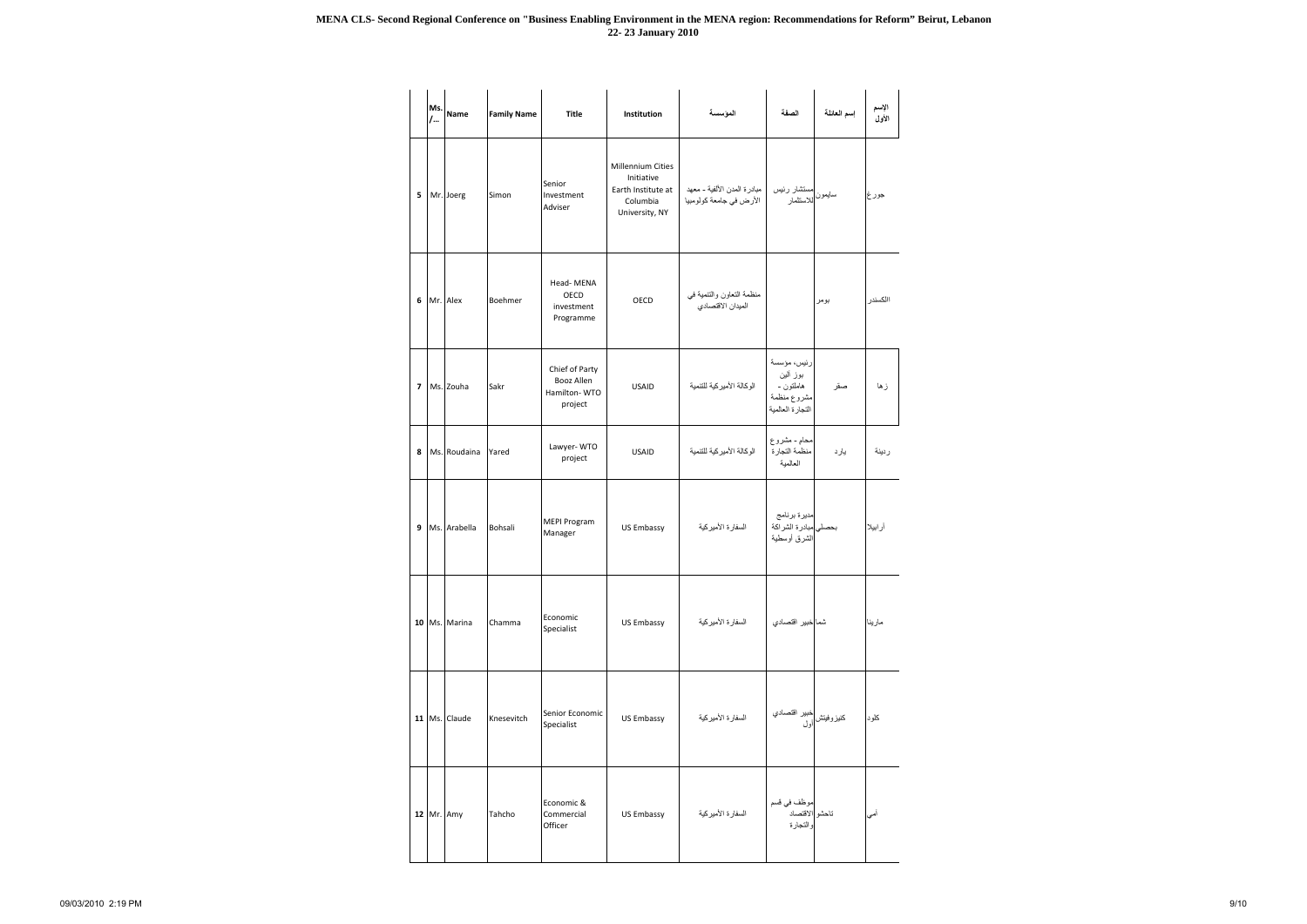**MENA CLS- Second Regional Conference on "Business Enabling Environment in the MENA region: Recommendations for Reform" Beirut, Lebanon**
**22- 23 January 2010**

| | Ms./... | Name | Family Name | Title | Institution | المؤسسة | الصفة | إسم العائلة | الإسم الأول |
|---|---|---|---|---|---|---|---|---|---|
| 5 | Mr. | Joerg | Simon | Senior Investment Adviser | Millennium Cities Initiative Earth Institute at Columbia University, NY | مبادرة المدن الألفية - معهد الأرض في جامعة كولومبيا | مستشار رئيس للاستثمار | سايمون | جورغ |
| 6 | Mr. | Alex | Boehmer | Head- MENA OECD investment Programme | OECD | منظمة التعاون والتنمية في الميدان الاقتصادي | | بومر | الكسندر |
| 7 | Ms. | Zouha | Sakr | Chief of Party Booz Allen Hamilton- WTO project | USAID | الوكالة الأميركية للتنمية | رئيس، مؤسسة بوز ألين هاملتون - مشروع منظمة التجارة العالمية | صقر | زها |
| 8 | Ms. | Roudaina | Yared | Lawyer- WTO project | USAID | الوكالة الأميركية للتنمية | محام - مشروع منظمة التجارة العالمية | يارد | ردينة |
| 9 | Ms. | Arabella | Bohsali | MEPI Program Manager | US Embassy | السفارة الأميركية | مديرة برنامج مبادرة الشراكة الشرق أوسطية | بحصلي | أرابيلا |
| 10 | Ms. | Marina | Chamma | Economic Specialist | US Embassy | السفارة الأميركية | خبير اقتصادي | شما | مارينا |
| 11 | Ms. | Claude | Knesevitch | Senior Economic Specialist | US Embassy | السفارة الأميركية | خبير اقتصادي أول | كنيزوفيتش | كلود |
| 12 | Mr. | Amy | Tahcho | Economic & Commercial Officer | US Embassy | السفارة الأميركية | موظف في قسم الاقتصاد والتجارة | تاحشو | أمي |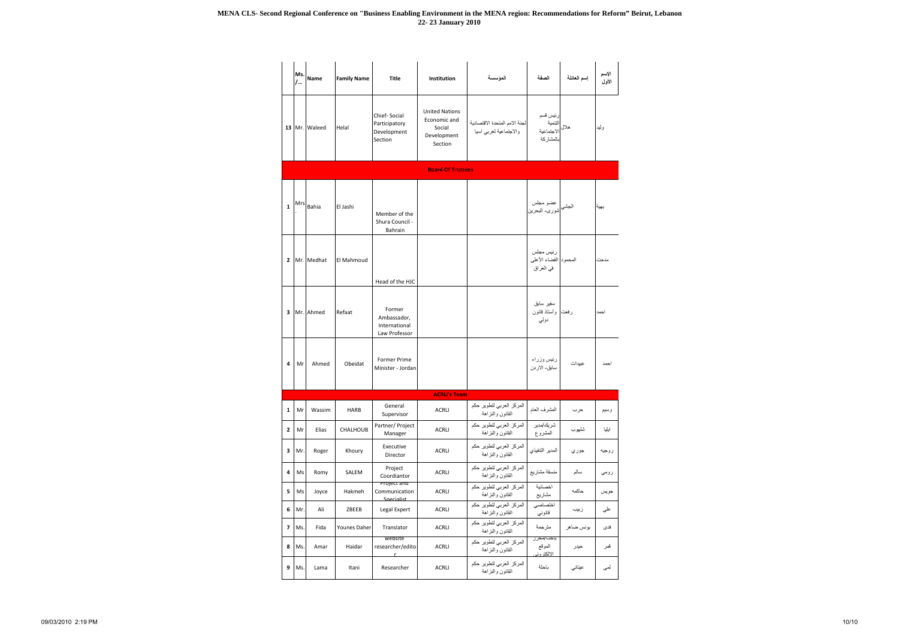**MENA CLS- Second Regional Conference on "Business Enabling Environment in the MENA region: Recommendations for Reform" Beirut, Lebanon**
**22- 23 January 2010**

| | Ms./... | Name | Family Name | Title | Institution | المؤسسة | الصفة | إسم العائلة | الإسم الأول |
|---|---|---|---|---|---|---|---|---|---|
| 13 | Mr. | Waleed | Helal | Chief- Social Participatory Development Section | United Nations Economic and Social Development Section | لجنة الامم المتحدة الاقتصادية والاجتماعية لغربي اسيا | رئيس قسم التنمية الاجتماعية بالمشاركة | هلال | وليد |
| **Board Of Trustees** | | | | | | | | | |
| 1 | Mrs. | Bahia | El Jashi | Member of the Shura Council - Bahrain | | | عضو مجلس شورى- البحرين | الجشي | بهية |
| 2 | Mr. | Medhat | El Mahmoud | Head of the HJC | | | رئيس مجلس القضاء الأعلى في العراق | المحمود | مدحت |
| 3 | Mr. | Ahmed | Refaat | Former Ambassador, International Law Professor | | | سفير سابق وأستاذ قانون دولي | رفعت | احمد |
| 4 | Mr | Ahmed | Obeidat | Former Prime Minister - Jordan | | | رئيس وزراء سابق- الاردن | عبيدات | احمد |
| **ACRLI's Team** | | | | | | | | | |
| 1 | Mr | Wassim | HARB | General Supervisor | ACRLI | المركز العربي لتطوير حكم القانون والنزاهة | المشرف العام | حرب | وسيم |
| 2 | Mr | Elias | CHALHOUB | Partner/ Project Manager | ACRLI | المركز العربي لتطوير حكم القانون والنزاهة | شريك/مدير المشروع | شلهوب | ايليا |
| 3 | Mr. | Roger | Khoury | Executive Director | ACRLI | المركز العربي لتطوير حكم القانون والنزاهة | المدير التنفيذي | خوري | روجيه |
| 4 | Ms | Romy | SALEM | Project Coordiantor | ACRLI | المركز العربي لتطوير حكم القانون والنزاهة | منسقة مشاريع | سالم | رومي |
| 5 | Ms | Joyce | Hakmeh | Project and Communication Specialist | ACRLI | المركز العربي لتطوير حكم القانون والنزاهة | اخصائية مشاريع | حاكمه | جويس |
| 6 | Mr. | Ali | ZBEEB | Legal Expert | ACRLI | المركز العربي لتطوير حكم القانون والنزاهة | اختصاصي قانوني | زبيب | علي |
| 7 | Ms. | Fida | Younes Daher | Translator | ACRLI | المركز العربي لتطوير حكم القانون والنزاهة | مترجمة | يونس ضاهر | فدى |
| 8 | Ms. | Amar | Haidar | website researcher/editor | ACRLI | المركز العربي لتطوير حكم القانون والنزاهة | باحث/محرر الموقع الالكتروني | حيدر | قمر |
| 9 | Ms. | Lama | Itani | Researcher | ACRLI | المركز العربي لتطوير حكم القانون والنزاهة | باحثة | عيتاني | لمى |